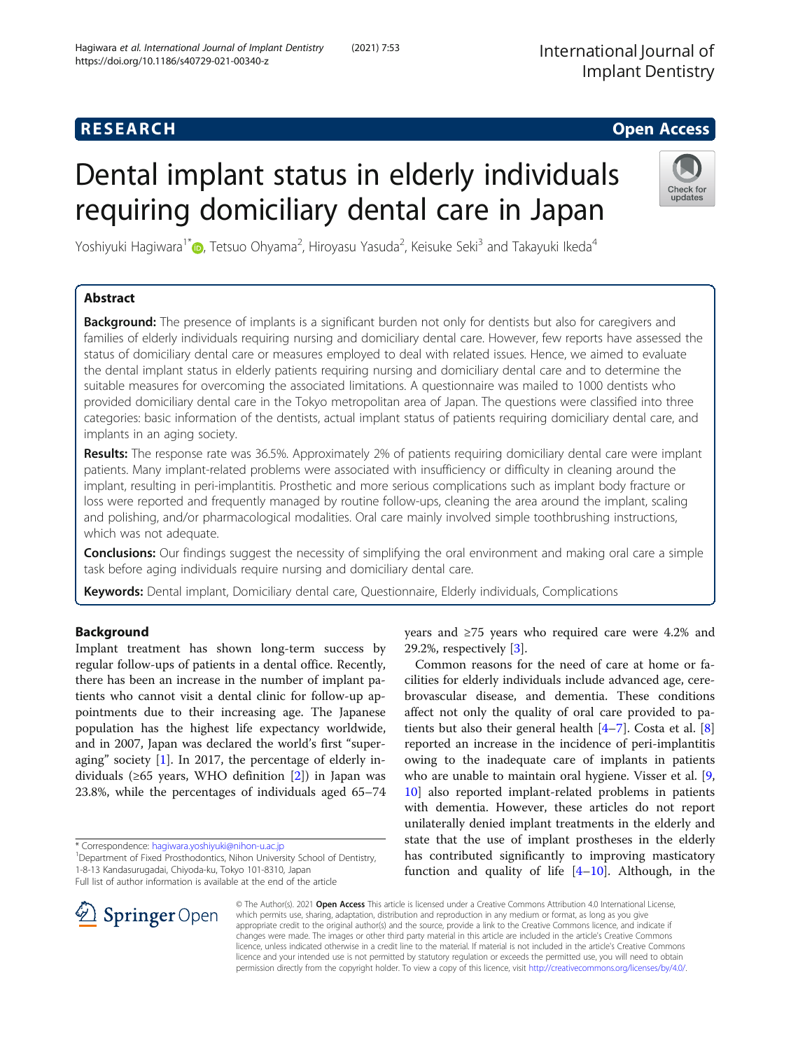RESEARCH

Open Access

# Dental implant status in elderly individuals requiring domiciliary dental care in Japan

Yoshiyuki Hagiwara[1*], Tetsuo Ohyama[2], Hiroyasu Yasuda[2], Keisuke Seki[3] and Takayuki Ikeda[4]

## Abstract

**Background:** The presence of implants is a significant burden not only for dentists but also for caregivers and families of elderly individuals requiring nursing and domiciliary dental care. However, few reports have assessed the status of domiciliary dental care or measures employed to deal with related issues. Hence, we aimed to evaluate the dental implant status in elderly patients requiring nursing and domiciliary dental care and to determine the suitable measures for overcoming the associated limitations. A questionnaire was mailed to 1000 dentists who provided domiciliary dental care in the Tokyo metropolitan area of Japan. The questions were classified into three categories: basic information of the dentists, actual implant status of patients requiring domiciliary dental care, and implants in an aging society.

**Results:** The response rate was 36.5%. Approximately 2% of patients requiring domiciliary dental care were implant patients. Many implant-related problems were associated with insufficiency or difficulty in cleaning around the implant, resulting in peri-implantitis. Prosthetic and more serious complications such as implant body fracture or loss were reported and frequently managed by routine follow-ups, cleaning the area around the implant, scaling and polishing, and/or pharmacological modalities. Oral care mainly involved simple toothbrushing instructions, which was not adequate.

**Conclusions:** Our findings suggest the necessity of simplifying the oral environment and making oral care a simple task before aging individuals require nursing and domiciliary dental care.

**Keywords:** Dental implant, Domiciliary dental care, Questionnaire, Elderly individuals, Complications

## Background

Implant treatment has shown long-term success by regular follow-ups of patients in a dental office. Recently, there has been an increase in the number of implant patients who cannot visit a dental clinic for follow-up appointments due to their increasing age. The Japanese population has the highest life expectancy worldwide, and in 2007, Japan was declared the world's first "super-aging" society [1]. In 2017, the percentage of elderly individuals (≥65 years, WHO definition [2]) in Japan was 23.8%, while the percentages of individuals aged 65–74 years and ≥75 years who required care were 4.2% and 29.2%, respectively [3].

Common reasons for the need of care at home or facilities for elderly individuals include advanced age, cerebrovascular disease, and dementia. These conditions affect not only the quality of oral care provided to patients but also their general health [4–7]. Costa et al. [8] reported an increase in the incidence of peri-implantitis owing to the inadequate care of implants in patients who are unable to maintain oral hygiene. Visser et al. [9, 10] also reported implant-related problems in patients with dementia. However, these articles do not report unilaterally denied implant treatments in the elderly and state that the use of implant prostheses in the elderly has contributed significantly to improving masticatory function and quality of life [4–10]. Although, in the

\* Correspondence: hagiwara.yoshiyuki@nihon-u.ac.jp
[1]Department of Fixed Prosthodontics, Nihon University School of Dentistry, 1-8-13 Kandasurugadai, Chiyoda-ku, Tokyo 101-8310, Japan
Full list of author information is available at the end of the article

© The Author(s). 2021 **Open Access** This article is licensed under a Creative Commons Attribution 4.0 International License, which permits use, sharing, adaptation, distribution and reproduction in any medium or format, as long as you give appropriate credit to the original author(s) and the source, provide a link to the Creative Commons licence, and indicate if changes were made. The images or other third party material in this article are included in the article's Creative Commons licence, unless indicated otherwise in a credit line to the material. If material is not included in the article's Creative Commons licence and your intended use is not permitted by statutory regulation or exceeds the permitted use, you will need to obtain permission directly from the copyright holder. To view a copy of this licence, visit http://creativecommons.org/licenses/by/4.0/.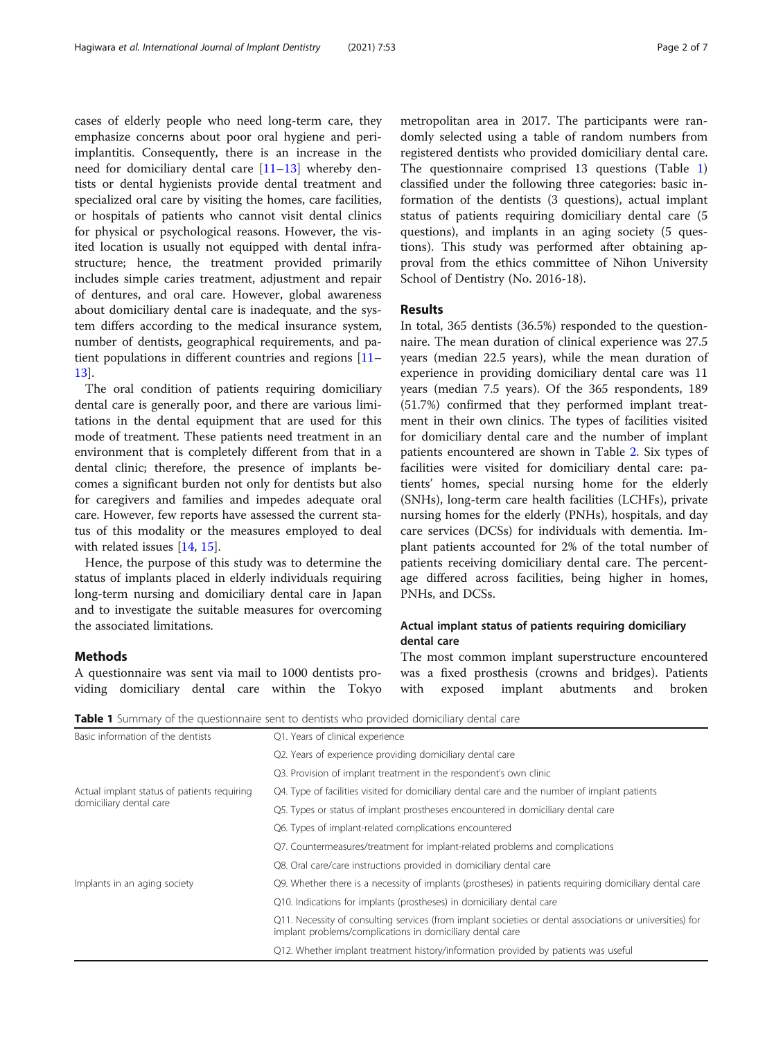cases of elderly people who need long-term care, they emphasize concerns about poor oral hygiene and peri-implantitis. Consequently, there is an increase in the need for domiciliary dental care [11–13] whereby dentists or dental hygienists provide dental treatment and specialized oral care by visiting the homes, care facilities, or hospitals of patients who cannot visit dental clinics for physical or psychological reasons. However, the visited location is usually not equipped with dental infrastructure; hence, the treatment provided primarily includes simple caries treatment, adjustment and repair of dentures, and oral care. However, global awareness about domiciliary dental care is inadequate, and the system differs according to the medical insurance system, number of dentists, geographical requirements, and patient populations in different countries and regions [11–13].

The oral condition of patients requiring domiciliary dental care is generally poor, and there are various limitations in the dental equipment that are used for this mode of treatment. These patients need treatment in an environment that is completely different from that in a dental clinic; therefore, the presence of implants becomes a significant burden not only for dentists but also for caregivers and families and impedes adequate oral care. However, few reports have assessed the current status of this modality or the measures employed to deal with related issues [14, 15].

Hence, the purpose of this study was to determine the status of implants placed in elderly individuals requiring long-term nursing and domiciliary dental care in Japan and to investigate the suitable measures for overcoming the associated limitations.

## Methods

A questionnaire was sent via mail to 1000 dentists providing domiciliary dental care within the Tokyo metropolitan area in 2017. The participants were randomly selected using a table of random numbers from registered dentists who provided domiciliary dental care. The questionnaire comprised 13 questions (Table 1) classified under the following three categories: basic information of the dentists (3 questions), actual implant status of patients requiring domiciliary dental care (5 questions), and implants in an aging society (5 questions). This study was performed after obtaining approval from the ethics committee of Nihon University School of Dentistry (No. 2016-18).

## Results

In total, 365 dentists (36.5%) responded to the questionnaire. The mean duration of clinical experience was 27.5 years (median 22.5 years), while the mean duration of experience in providing domiciliary dental care was 11 years (median 7.5 years). Of the 365 respondents, 189 (51.7%) confirmed that they performed implant treatment in their own clinics. The types of facilities visited for domiciliary dental care and the number of implant patients encountered are shown in Table 2. Six types of facilities were visited for domiciliary dental care: patients' homes, special nursing home for the elderly (SNHs), long-term care health facilities (LCHFs), private nursing homes for the elderly (PNHs), hospitals, and day care services (DCSs) for individuals with dementia. Implant patients accounted for 2% of the total number of patients receiving domiciliary dental care. The percentage differed across facilities, being higher in homes, PNHs, and DCSs.

### Actual implant status of patients requiring domiciliary dental care

The most common implant superstructure encountered was a fixed prosthesis (crowns and bridges). Patients with exposed implant abutments and broken

**Table 1** Summary of the questionnaire sent to dentists who provided domiciliary dental care

| | |
|---|---|
| Basic information of the dentists | Q1. Years of clinical experience |
| | Q2. Years of experience providing domiciliary dental care |
| | Q3. Provision of implant treatment in the respondent's own clinic |
| Actual implant status of patients requiring domiciliary dental care | Q4. Type of facilities visited for domiciliary dental care and the number of implant patients |
| | Q5. Types or status of implant prostheses encountered in domiciliary dental care |
| | Q6. Types of implant-related complications encountered |
| | Q7. Countermeasures/treatment for implant-related problems and complications |
| | Q8. Oral care/care instructions provided in domiciliary dental care |
| Implants in an aging society | Q9. Whether there is a necessity of implants (prostheses) in patients requiring domiciliary dental care |
| | Q10. Indications for implants (prostheses) in domiciliary dental care |
| | Q11. Necessity of consulting services (from implant societies or dental associations or universities) for implant problems/complications in domiciliary dental care |
| | Q12. Whether implant treatment history/information provided by patients was useful |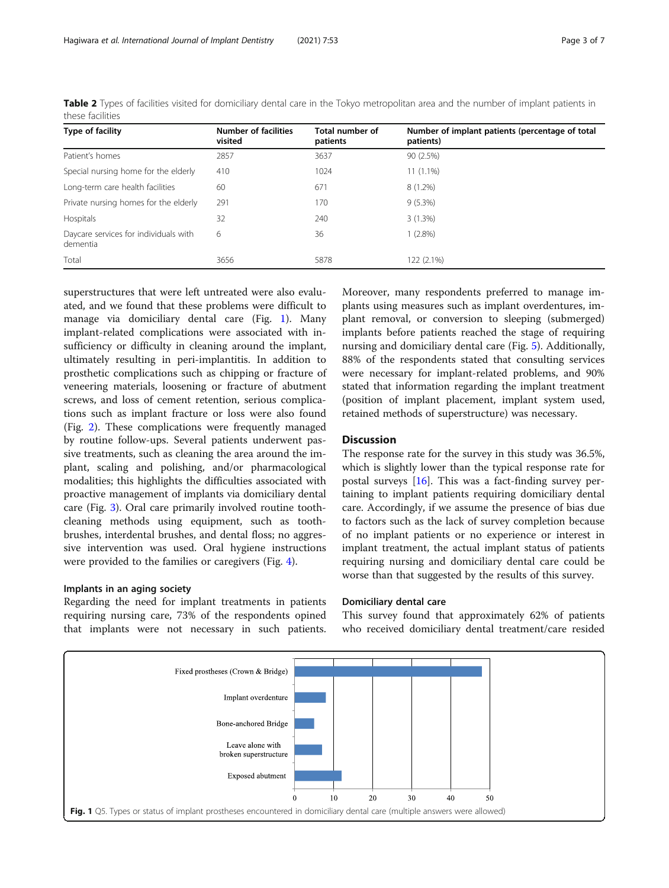**Table 2** Types of facilities visited for domiciliary dental care in the Tokyo metropolitan area and the number of implant patients in these facilities

| Type of facility | Number of facilities visited | Total number of patients | Number of implant patients (percentage of total patients) |
|---|---|---|---|
| Patient's homes | 2857 | 3637 | 90 (2.5%) |
| Special nursing home for the elderly | 410 | 1024 | 11 (1.1%) |
| Long-term care health facilities | 60 | 671 | 8 (1.2%) |
| Private nursing homes for the elderly | 291 | 170 | 9 (5.3%) |
| Hospitals | 32 | 240 | 3 (1.3%) |
| Daycare services for individuals with dementia | 6 | 36 | 1 (2.8%) |
| Total | 3656 | 5878 | 122 (2.1%) |

superstructures that were left untreated were also evaluated, and we found that these problems were difficult to manage via domiciliary dental care (Fig. 1). Many implant-related complications were associated with insufficiency or difficulty in cleaning around the implant, ultimately resulting in peri-implantitis. In addition to prosthetic complications such as chipping or fracture of veneering materials, loosening or fracture of abutment screws, and loss of cement retention, serious complications such as implant fracture or loss were also found (Fig. 2). These complications were frequently managed by routine follow-ups. Several patients underwent passive treatments, such as cleaning the area around the implant, scaling and polishing, and/or pharmacological modalities; this highlights the difficulties associated with proactive management of implants via domiciliary dental care (Fig. 3). Oral care primarily involved routine tooth-cleaning methods using equipment, such as toothbrushes, interdental brushes, and dental floss; no aggressive intervention was used. Oral hygiene instructions were provided to the families or caregivers (Fig. 4).

### Implants in an aging society

Regarding the need for implant treatments in patients requiring nursing care, 73% of the respondents opined that implants were not necessary in such patients. Moreover, many respondents preferred to manage implants using measures such as implant overdentures, implant removal, or conversion to sleeping (submerged) implants before patients reached the stage of requiring nursing and domiciliary dental care (Fig. 5). Additionally, 88% of the respondents stated that consulting services were necessary for implant-related problems, and 90% stated that information regarding the implant treatment (position of implant placement, implant system used, retained methods of superstructure) was necessary.

## Discussion

The response rate for the survey in this study was 36.5%, which is slightly lower than the typical response rate for postal surveys [16]. This was a fact-finding survey pertaining to implant patients requiring domiciliary dental care. Accordingly, if we assume the presence of bias due to factors such as the lack of survey completion because of no implant patients or no experience or interest in implant treatment, the actual implant status of patients requiring nursing and domiciliary dental care could be worse than that suggested by the results of this survey.

### Domiciliary dental care

This survey found that approximately 62% of patients who received domiciliary dental treatment/care resided

**Fig. 1** Q5. Types or status of implant prostheses encountered in domiciliary dental care (multiple answers were allowed)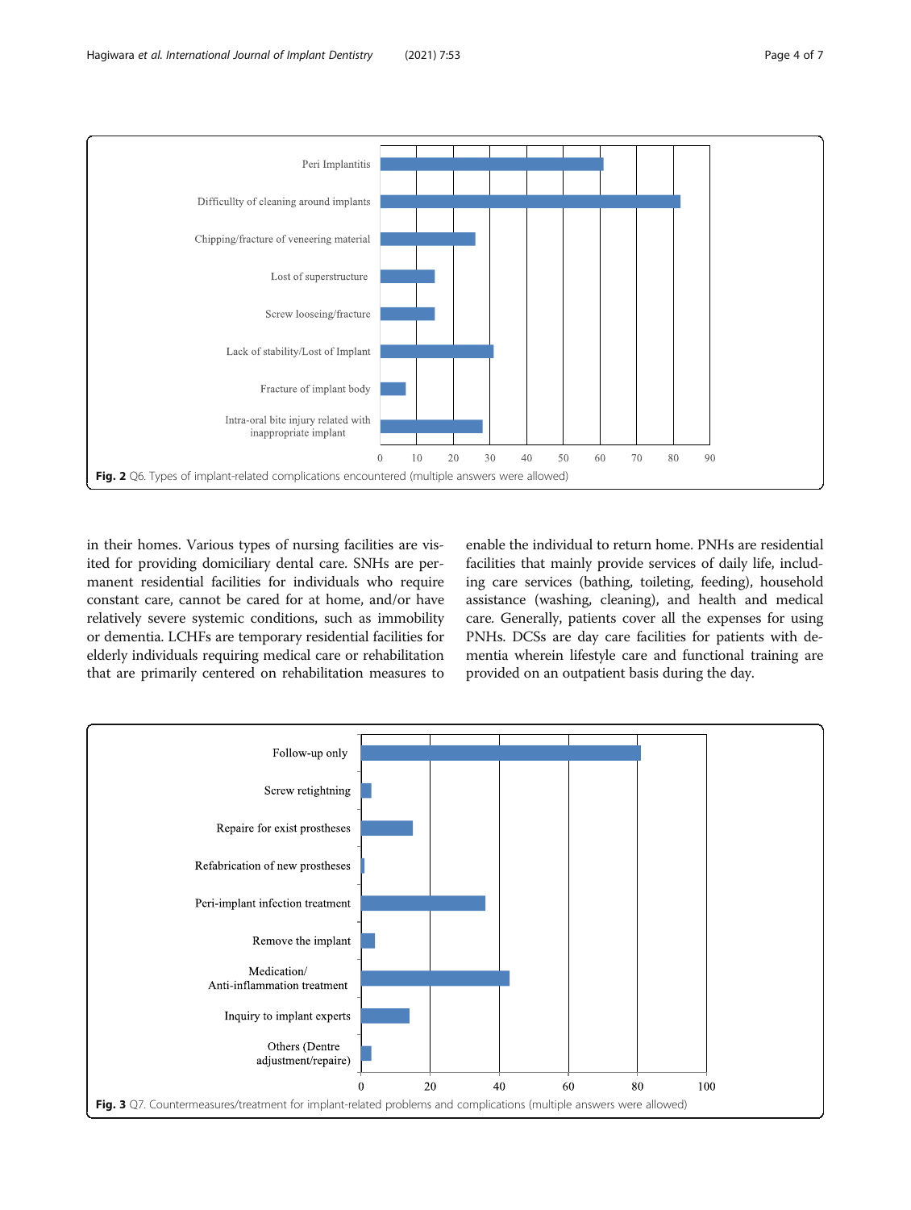Fig. 2 Q6. Types of implant-related complications encountered (multiple answers were allowed)

in their homes. Various types of nursing facilities are visited for providing domiciliary dental care. SNHs are permanent residential facilities for individuals who require constant care, cannot be cared for at home, and/or have relatively severe systemic conditions, such as immobility or dementia. LCHFs are temporary residential facilities for elderly individuals requiring medical care or rehabilitation that are primarily centered on rehabilitation measures to enable the individual to return home. PNHs are residential facilities that mainly provide services of daily life, including care services (bathing, toileting, feeding), household assistance (washing, cleaning), and health and medical care. Generally, patients cover all the expenses for using PNHs. DCSs are day care facilities for patients with dementia wherein lifestyle care and functional training are provided on an outpatient basis during the day.

Fig. 3 Q7. Countermeasures/treatment for implant-related problems and complications (multiple answers were allowed)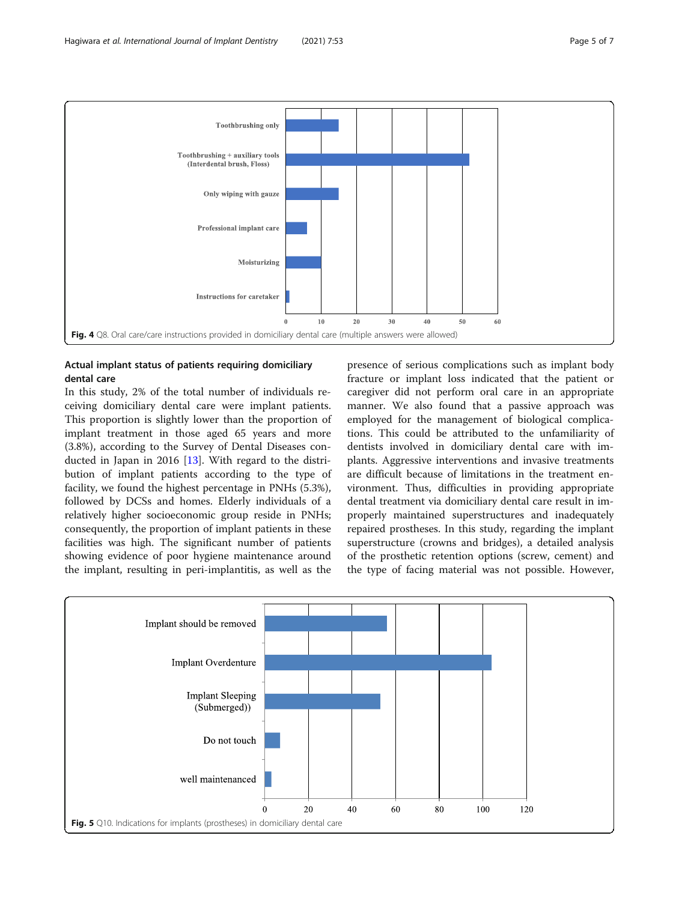Fig. 4 Q8. Oral care/care instructions provided in domiciliary dental care (multiple answers were allowed)

## Actual implant status of patients requiring domiciliary dental care

In this study, 2% of the total number of individuals receiving domiciliary dental care were implant patients. This proportion is slightly lower than the proportion of implant treatment in those aged 65 years and more (3.8%), according to the Survey of Dental Diseases conducted in Japan in 2016 [13]. With regard to the distribution of implant patients according to the type of facility, we found the highest percentage in PNHs (5.3%), followed by DCSs and homes. Elderly individuals of a relatively higher socioeconomic group reside in PNHs; consequently, the proportion of implant patients in these facilities was high. The significant number of patients showing evidence of poor hygiene maintenance around the implant, resulting in peri-implantitis, as well as the presence of serious complications such as implant body fracture or implant loss indicated that the patient or caregiver did not perform oral care in an appropriate manner. We also found that a passive approach was employed for the management of biological complications. This could be attributed to the unfamiliarity of dentists involved in domiciliary dental care with implants. Aggressive interventions and invasive treatments are difficult because of limitations in the treatment environment. Thus, difficulties in providing appropriate dental treatment via domiciliary dental care result in improperly maintained superstructures and inadequately repaired prostheses. In this study, regarding the implant superstructure (crowns and bridges), a detailed analysis of the prosthetic retention options (screw, cement) and the type of facing material was not possible. However,

Fig. 5 Q10. Indications for implants (prostheses) in domiciliary dental care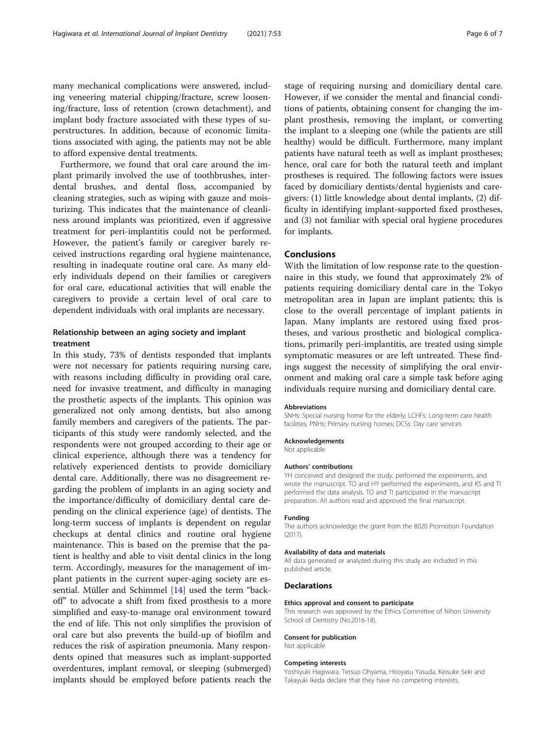many mechanical complications were answered, including veneering material chipping/fracture, screw loosening/fracture, loss of retention (crown detachment), and implant body fracture associated with these types of superstructures. In addition, because of economic limitations associated with aging, the patients may not be able to afford expensive dental treatments.

Furthermore, we found that oral care around the implant primarily involved the use of toothbrushes, interdental brushes, and dental floss, accompanied by cleaning strategies, such as wiping with gauze and moisturizing. This indicates that the maintenance of cleanliness around implants was prioritized, even if aggressive treatment for peri-implantitis could not be performed. However, the patient's family or caregiver barely received instructions regarding oral hygiene maintenance, resulting in inadequate routine oral care. As many elderly individuals depend on their families or caregivers for oral care, educational activities that will enable the caregivers to provide a certain level of oral care to dependent individuals with oral implants are necessary.

### Relationship between an aging society and implant treatment

In this study, 73% of dentists responded that implants were not necessary for patients requiring nursing care, with reasons including difficulty in providing oral care, need for invasive treatment, and difficulty in managing the prosthetic aspects of the implants. This opinion was generalized not only among dentists, but also among family members and caregivers of the patients. The participants of this study were randomly selected, and the respondents were not grouped according to their age or clinical experience, although there was a tendency for relatively experienced dentists to provide domiciliary dental care. Additionally, there was no disagreement regarding the problem of implants in an aging society and the importance/difficulty of domiciliary dental care depending on the clinical experience (age) of dentists. The long-term success of implants is dependent on regular checkups at dental clinics and routine oral hygiene maintenance. This is based on the premise that the patient is healthy and able to visit dental clinics in the long term. Accordingly, measures for the management of implant patients in the current super-aging society are essential. Müller and Schimmel [14] used the term "back-off" to advocate a shift from fixed prosthesis to a more simplified and easy-to-manage oral environment toward the end of life. This not only simplifies the provision of oral care but also prevents the build-up of biofilm and reduces the risk of aspiration pneumonia. Many respondents opined that measures such as implant-supported overdentures, implant removal, or sleeping (submerged) implants should be employed before patients reach the stage of requiring nursing and domiciliary dental care. However, if we consider the mental and financial conditions of patients, obtaining consent for changing the implant prosthesis, removing the implant, or converting the implant to a sleeping one (while the patients are still healthy) would be difficult. Furthermore, many implant patients have natural teeth as well as implant prostheses; hence, oral care for both the natural teeth and implant prostheses is required. The following factors were issues faced by domiciliary dentists/dental hygienists and caregivers: (1) little knowledge about dental implants, (2) difficulty in identifying implant-supported fixed prostheses, and (3) not familiar with special oral hygiene procedures for implants.

## Conclusions

With the limitation of low response rate to the questionnaire in this study, we found that approximately 2% of patients requiring domiciliary dental care in the Tokyo metropolitan area in Japan are implant patients; this is close to the overall percentage of implant patients in Japan. Many implants are restored using fixed prostheses, and various prosthetic and biological complications, primarily peri-implantitis, are treated using simple symptomatic measures or are left untreated. These findings suggest the necessity of simplifying the oral environment and making oral care a simple task before aging individuals require nursing and domiciliary dental care.

#### Abbreviations

SNHs: Special nursing home for the elderly; LCHFs: Long-term care health facilities; PNHs: Primary nursing homes; DCSs: Day care services

#### Acknowledgements

Not applicable

#### Authors' contributions

YH conceived and designed the study, performed the experiments, and wrote the manuscript. TO and HY performed the experiments, and KS and TI performed the data analysis. TO and TI participated in the manuscript preparation. All authors read and approved the final manuscript.

#### Funding

The authors acknowledge the grant from the 8020 Promotion Foundation (2017).

#### Availability of data and materials

All data generated or analyzed during this study are included in this published article.

### Declarations

#### Ethics approval and consent to participate

This research was approved by the Ethics Committee of Nihon University School of Dentistry (No.2016-18).

#### Consent for publication

Not applicable

#### Competing interests

Yoshiyuki Hagiwara, Tetsuo Ohyama, Hiroyasu Yasuda, Keisuke Seki and Takayuki Ikeda declare that they have no competing interests.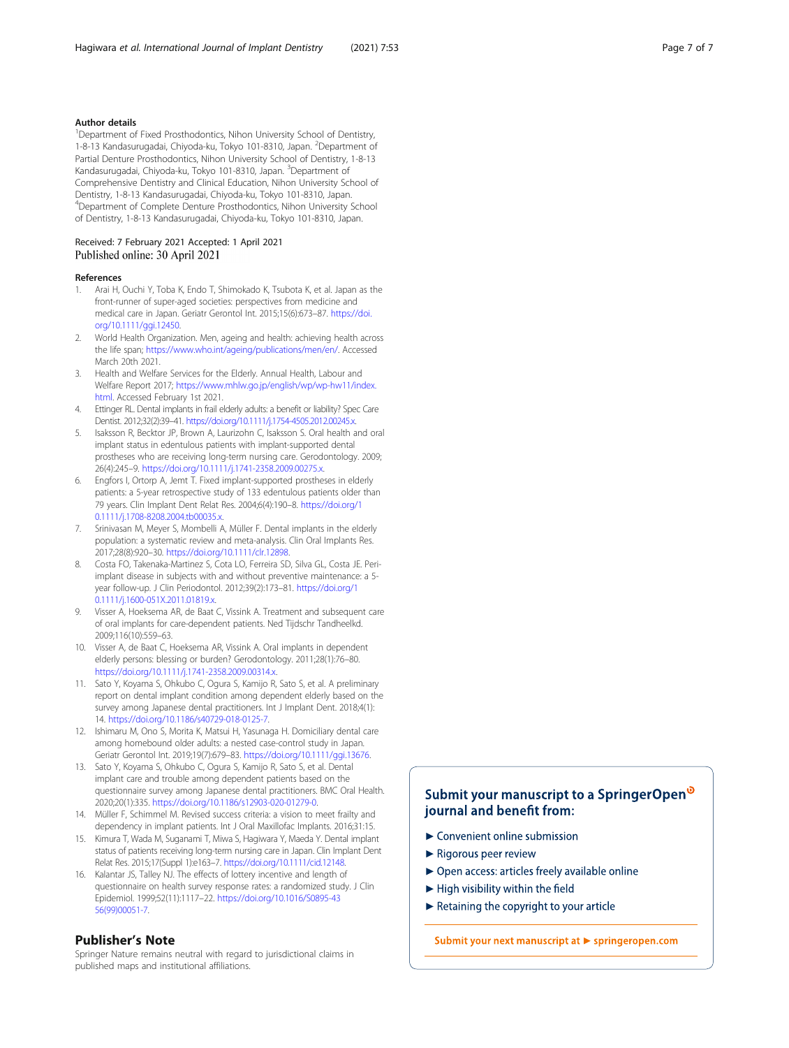### Author details

[1]Department of Fixed Prosthodontics, Nihon University School of Dentistry, 1-8-13 Kandasurugadai, Chiyoda-ku, Tokyo 101-8310, Japan. [2]Department of Partial Denture Prosthodontics, Nihon University School of Dentistry, 1-8-13 Kandasurugadai, Chiyoda-ku, Tokyo 101-8310, Japan. [3]Department of Comprehensive Dentistry and Clinical Education, Nihon University School of Dentistry, 1-8-13 Kandasurugadai, Chiyoda-ku, Tokyo 101-8310, Japan. [4]Department of Complete Denture Prosthodontics, Nihon University School of Dentistry, 1-8-13 Kandasurugadai, Chiyoda-ku, Tokyo 101-8310, Japan.

Received: 7 February 2021 Accepted: 1 April 2021
Published online: 30 April 2021

### References

1. Arai H, Ouchi Y, Toba K, Endo T, Shimokado K, Tsubota K, et al. Japan as the front-runner of super-aged societies: perspectives from medicine and medical care in Japan. Geriatr Gerontol Int. 2015;15(6):673–87. https://doi.org/10.1111/ggi.12450.
2. World Health Organization. Men, ageing and health: achieving health across the life span; https://www.who.int/ageing/publications/men/en/. Accessed March 20th 2021.
3. Health and Welfare Services for the Elderly. Annual Health, Labour and Welfare Report 2017; https://www.mhlw.go.jp/english/wp/wp-hw11/index.html. Accessed February 1st 2021.
4. Ettinger RL. Dental implants in frail elderly adults: a benefit or liability? Spec Care Dentist. 2012;32(2):39–41. https://doi.org/10.1111/j.1754-4505.2012.00245.x.
5. Isaksson R, Becktor JP, Brown A, Laurizohn C, Isaksson S. Oral health and oral implant status in edentulous patients with implant-supported dental prostheses who are receiving long-term nursing care. Gerodontology. 2009;26(4):245–9. https://doi.org/10.1111/j.1741-2358.2009.00275.x.
6. Engfors I, Ortorp A, Jemt T. Fixed implant-supported prostheses in elderly patients: a 5-year retrospective study of 133 edentulous patients older than 79 years. Clin Implant Dent Relat Res. 2004;6(4):190–8. https://doi.org/10.1111/j.1708-8208.2004.tb00035.x.
7. Srinivasan M, Meyer S, Mombelli A, Müller F. Dental implants in the elderly population: a systematic review and meta-analysis. Clin Oral Implants Res. 2017;28(8):920–30. https://doi.org/10.1111/clr.12898.
8. Costa FO, Takenaka-Martinez S, Cota LO, Ferreira SD, Silva GL, Costa JE. Peri-implant disease in subjects with and without preventive maintenance: a 5-year follow-up. J Clin Periodontol. 2012;39(2):173–81. https://doi.org/10.1111/j.1600-051X.2011.01819.x.
9. Visser A, Hoeksema AR, de Baat C, Vissink A. Treatment and subsequent care of oral implants for care-dependent patients. Ned Tijdschr Tandheelkd. 2009;116(10):559–63.
10. Visser A, de Baat C, Hoeksema AR, Vissink A. Oral implants in dependent elderly persons: blessing or burden? Gerodontology. 2011;28(1):76–80. https://doi.org/10.1111/j.1741-2358.2009.00314.x.
11. Sato Y, Koyama S, Ohkubo C, Ogura S, Kamijo R, Sato S, et al. A preliminary report on dental implant condition among dependent elderly based on the survey among Japanese dental practitioners. Int J Implant Dent. 2018;4(1):14. https://doi.org/10.1186/s40729-018-0125-7.
12. Ishimaru M, Ono S, Morita K, Matsui H, Yasunaga H. Domiciliary dental care among homebound older adults: a nested case-control study in Japan. Geriatr Gerontol Int. 2019;19(7):679–83. https://doi.org/10.1111/ggi.13676.
13. Sato Y, Koyama S, Ohkubo C, Ogura S, Kamijo R, Sato S, et al. Dental implant care and trouble among dependent patients based on the questionnaire survey among Japanese dental practitioners. BMC Oral Health. 2020;20(1):335. https://doi.org/10.1186/s12903-020-01279-0.
14. Müller F, Schimmel M. Revised success criteria: a vision to meet frailty and dependency in implant patients. Int J Oral Maxillofac Implants. 2016;31:15.
15. Kimura T, Wada M, Suganami T, Miwa S, Hagiwara Y, Maeda Y. Dental implant status of patients receiving long-term nursing care in Japan. Clin Implant Dent Relat Res. 2015;17(Suppl 1):e163–7. https://doi.org/10.1111/cid.12148.
16. Kalantar JS, Talley NJ. The effects of lottery incentive and length of questionnaire on health survey response rates: a randomized study. J Clin Epidemiol. 1999;52(11):1117–22. https://doi.org/10.1016/S0895-4356(99)00051-7.

## Publisher's Note

Springer Nature remains neutral with regard to jurisdictional claims in published maps and institutional affiliations.

**Submit your manuscript to a SpringerOpen journal and benefit from:**

- ► Convenient online submission
- ► Rigorous peer review
- ► Open access: articles freely available online
- ► High visibility within the field
- ► Retaining the copyright to your article

**Submit your next manuscript at ► springeropen.com**